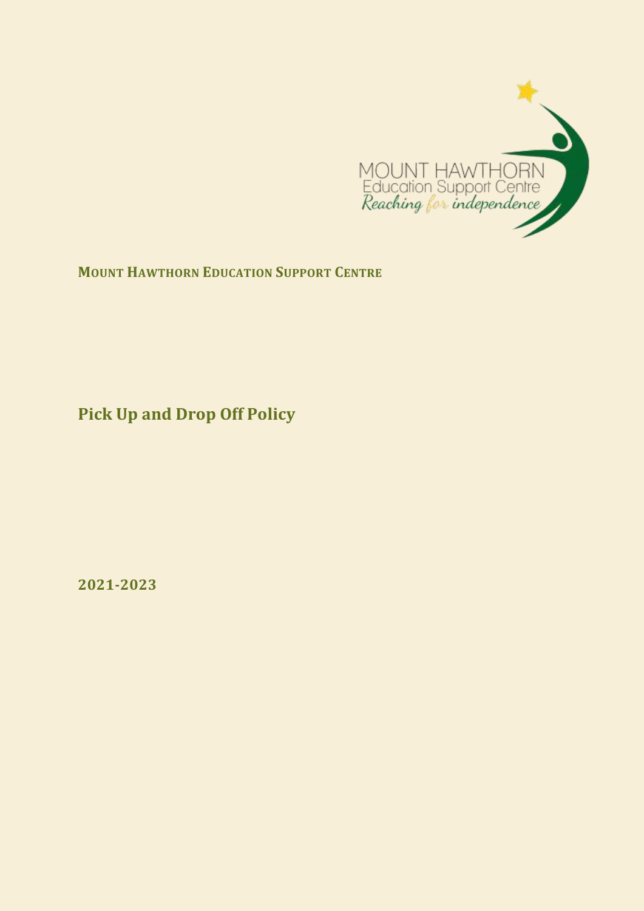MOUNT HAWTHORN
Education Support Centre
*Reaching for independence*

**MOUNT HAWTHORN EDUCATION SUPPORT CENTRE**

# Pick Up and Drop Off Policy

**2021-2023**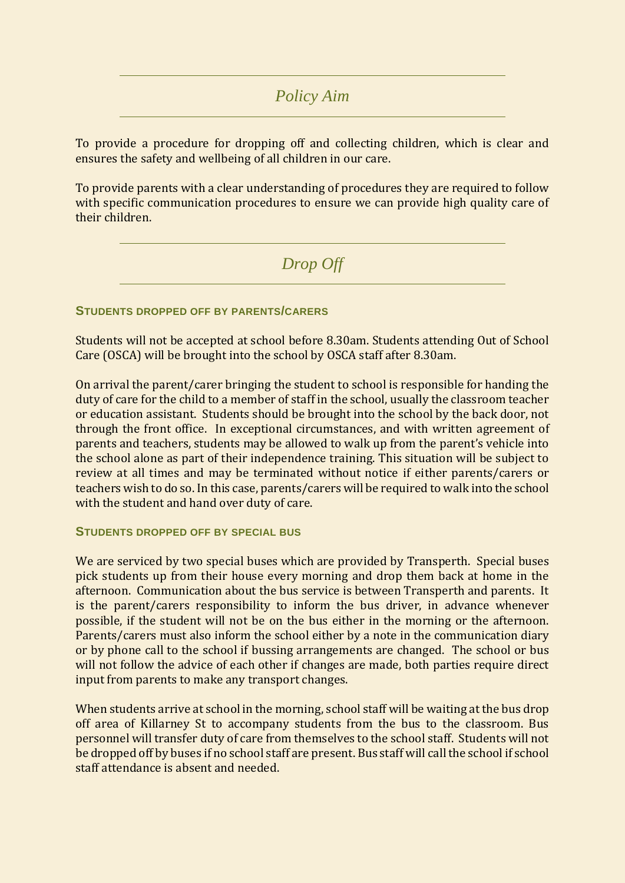## *Policy Aim*

To provide a procedure for dropping off and collecting children, which is clear and ensures the safety and wellbeing of all children in our care.

To provide parents with a clear understanding of procedures they are required to follow with specific communication procedures to ensure we can provide high quality care of their children.

## *Drop Off*

### STUDENTS DROPPED OFF BY PARENTS/CARERS

Students will not be accepted at school before 8.30am. Students attending Out of School Care (OSCA) will be brought into the school by OSCA staff after 8.30am.

On arrival the parent/carer bringing the student to school is responsible for handing the duty of care for the child to a member of staff in the school, usually the classroom teacher or education assistant. Students should be brought into the school by the back door, not through the front office. In exceptional circumstances, and with written agreement of parents and teachers, students may be allowed to walk up from the parent's vehicle into the school alone as part of their independence training. This situation will be subject to review at all times and may be terminated without notice if either parents/carers or teachers wish to do so. In this case, parents/carers will be required to walk into the school with the student and hand over duty of care.

### STUDENTS DROPPED OFF BY SPECIAL BUS

We are serviced by two special buses which are provided by Transperth. Special buses pick students up from their house every morning and drop them back at home in the afternoon. Communication about the bus service is between Transperth and parents. It is the parent/carers responsibility to inform the bus driver, in advance whenever possible, if the student will not be on the bus either in the morning or the afternoon. Parents/carers must also inform the school either by a note in the communication diary or by phone call to the school if bussing arrangements are changed. The school or bus will not follow the advice of each other if changes are made, both parties require direct input from parents to make any transport changes.

When students arrive at school in the morning, school staff will be waiting at the bus drop off area of Killarney St to accompany students from the bus to the classroom. Bus personnel will transfer duty of care from themselves to the school staff. Students will not be dropped off by buses if no school staff are present. Bus staff will call the school if school staff attendance is absent and needed.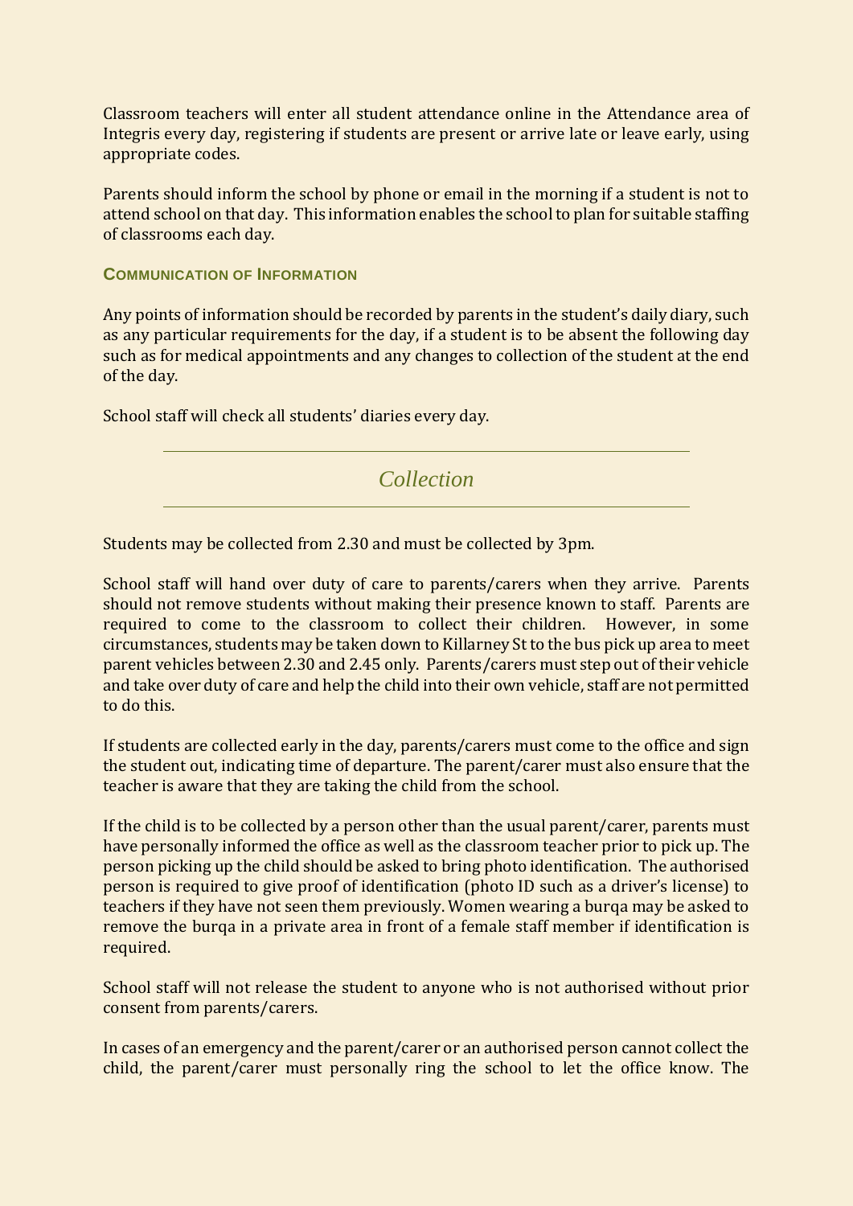Classroom teachers will enter all student attendance online in the Attendance area of Integris every day, registering if students are present or arrive late or leave early, using appropriate codes.

Parents should inform the school by phone or email in the morning if a student is not to attend school on that day. This information enables the school to plan for suitable staffing of classrooms each day.

### Communication of Information

Any points of information should be recorded by parents in the student's daily diary, such as any particular requirements for the day, if a student is to be absent the following day such as for medical appointments and any changes to collection of the student at the end of the day.

School staff will check all students' diaries every day.

## *Collection*

Students may be collected from 2.30 and must be collected by 3pm.

School staff will hand over duty of care to parents/carers when they arrive. Parents should not remove students without making their presence known to staff. Parents are required to come to the classroom to collect their children. However, in some circumstances, students may be taken down to Killarney St to the bus pick up area to meet parent vehicles between 2.30 and 2.45 only. Parents/carers must step out of their vehicle and take over duty of care and help the child into their own vehicle, staff are not permitted to do this.

If students are collected early in the day, parents/carers must come to the office and sign the student out, indicating time of departure. The parent/carer must also ensure that the teacher is aware that they are taking the child from the school.

If the child is to be collected by a person other than the usual parent/carer, parents must have personally informed the office as well as the classroom teacher prior to pick up. The person picking up the child should be asked to bring photo identification. The authorised person is required to give proof of identification (photo ID such as a driver's license) to teachers if they have not seen them previously. Women wearing a burqa may be asked to remove the burqa in a private area in front of a female staff member if identification is required.

School staff will not release the student to anyone who is not authorised without prior consent from parents/carers.

In cases of an emergency and the parent/carer or an authorised person cannot collect the child, the parent/carer must personally ring the school to let the office know. The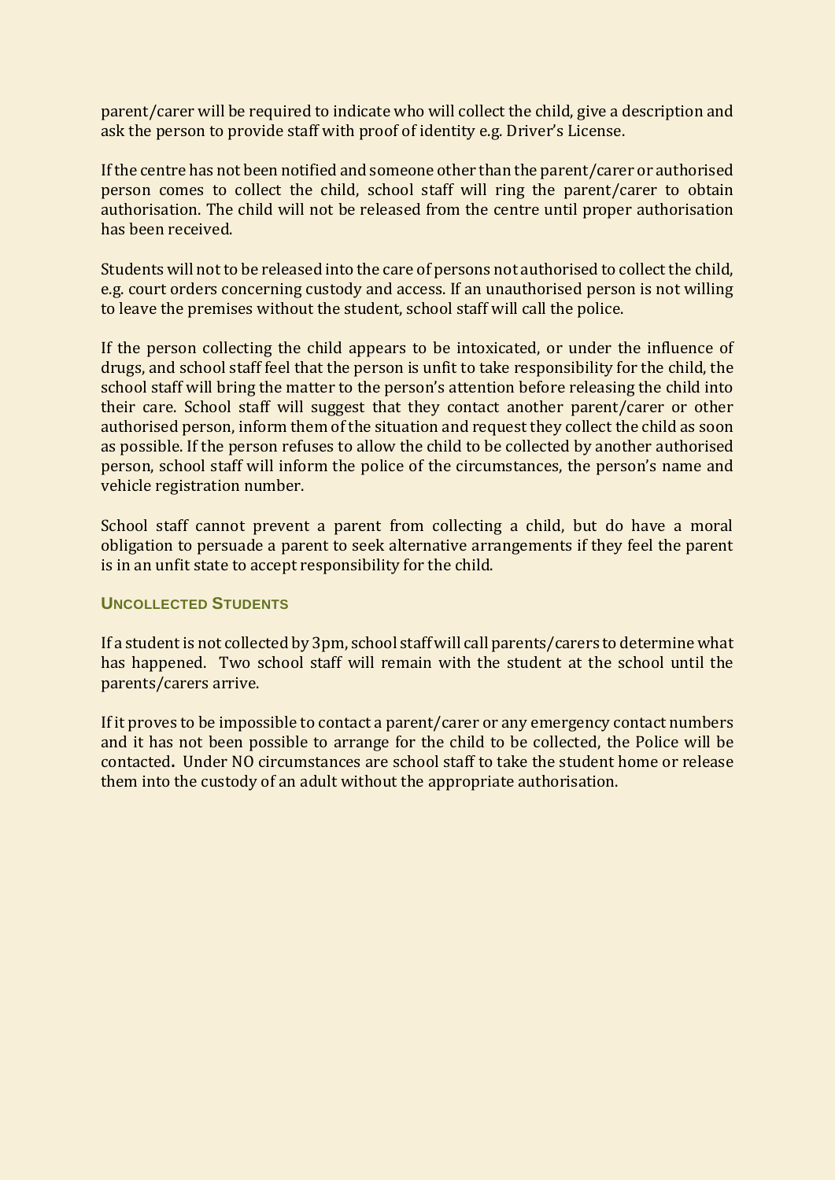parent/carer will be required to indicate who will collect the child, give a description and ask the person to provide staff with proof of identity e.g. Driver's License.

If the centre has not been notified and someone other than the parent/carer or authorised person comes to collect the child, school staff will ring the parent/carer to obtain authorisation. The child will not be released from the centre until proper authorisation has been received.

Students will not to be released into the care of persons not authorised to collect the child, e.g. court orders concerning custody and access. If an unauthorised person is not willing to leave the premises without the student, school staff will call the police.

If the person collecting the child appears to be intoxicated, or under the influence of drugs, and school staff feel that the person is unfit to take responsibility for the child, the school staff will bring the matter to the person's attention before releasing the child into their care. School staff will suggest that they contact another parent/carer or other authorised person, inform them of the situation and request they collect the child as soon as possible. If the person refuses to allow the child to be collected by another authorised person, school staff will inform the police of the circumstances, the person's name and vehicle registration number.

School staff cannot prevent a parent from collecting a child, but do have a moral obligation to persuade a parent to seek alternative arrangements if they feel the parent is in an unfit state to accept responsibility for the child.

### Uncollected Students

If a student is not collected by 3pm, school staff will call parents/carers to determine what has happened. Two school staff will remain with the student at the school until the parents/carers arrive.

If it proves to be impossible to contact a parent/carer or any emergency contact numbers and it has not been possible to arrange for the child to be collected, the Police will be contacted**.** Under NO circumstances are school staff to take the student home or release them into the custody of an adult without the appropriate authorisation.